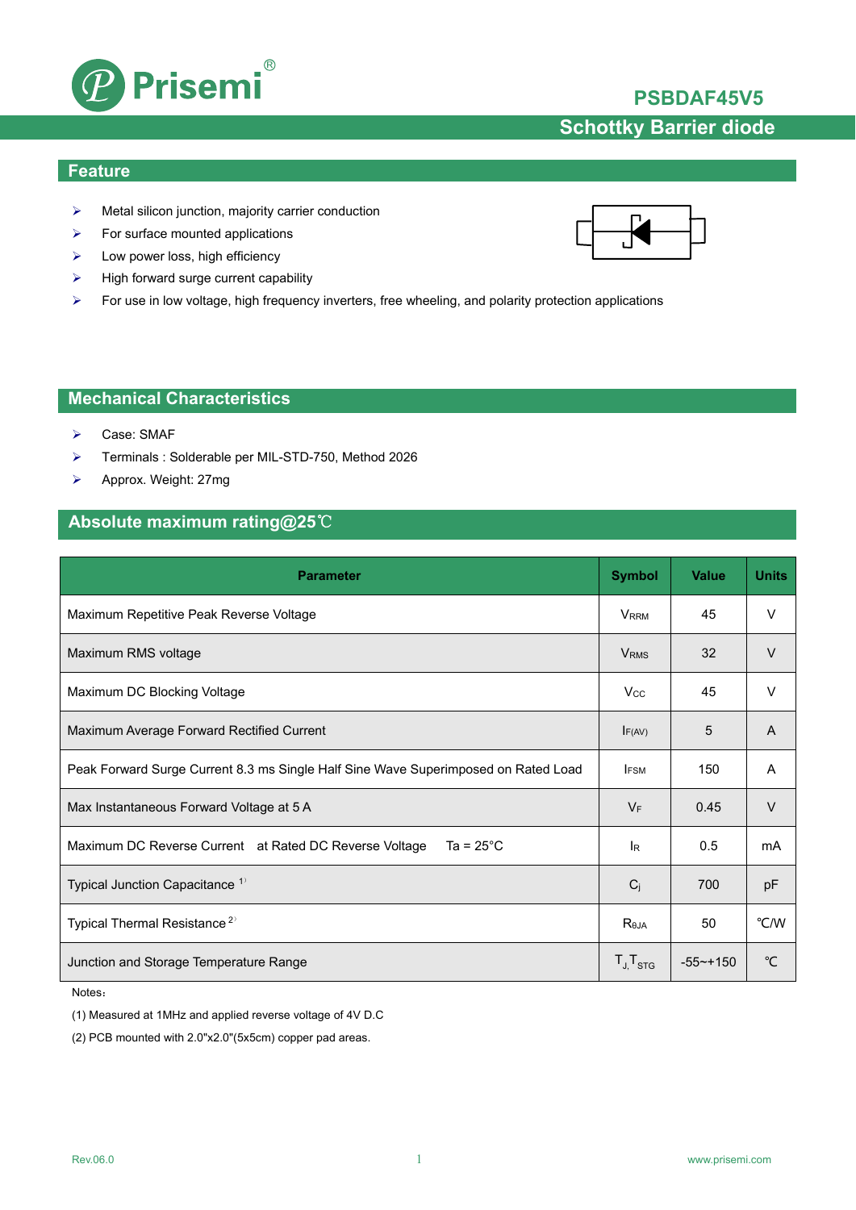# PSBDAF45V5

## Schottky Barrier diode

## Feature

- Metal silicon junction, majority carrier conduction
- For surface mounted applications
- Low power loss, high efficiency
- High forward surge current capability
- For use in low voltage, high frequency inverters, free wheeling, and polarity protection applications

## Mechanical Characteristics

- Case: SMAF
- Terminals : Solderable per MIL-STD-750, Method 2026
- Approx. Weight: 27mg

## Absolute maximum rating@25℃

| Parameter | Symbol | Value | Units |
|---|---|---|---|
| Maximum Repetitive Peak Reverse Voltage | $V_{RRM}$ | 45 | V |
| Maximum RMS voltage | $V_{RMS}$ | 32 | V |
| Maximum DC Blocking Voltage | $V_{CC}$ | 45 | V |
| Maximum Average Forward Rectified Current | $I_{F(AV)}$ | 5 | A |
| Peak Forward Surge Current 8.3 ms Single Half Sine Wave Superimposed on Rated Load | $I_{FSM}$ | 150 | A |
| Max Instantaneous Forward Voltage at 5 A | $V_F$ | 0.45 | V |
| Maximum DC Reverse Current at Rated DC Reverse Voltage Ta = 25°C | $I_R$ | 0.5 | mA |
| Typical Junction Capacitance [1] | $C_j$ | 700 | pF |
| Typical Thermal Resistance [2] | $R_{\theta JA}$ | 50 | ℃/W |
| Junction and Storage Temperature Range | $T_J, T_{STG}$ | -55~+150 | ℃ |

Notes：

(1) Measured at 1MHz and applied reverse voltage of 4V D.C

(2) PCB mounted with 2.0"x2.0"(5x5cm) copper pad areas.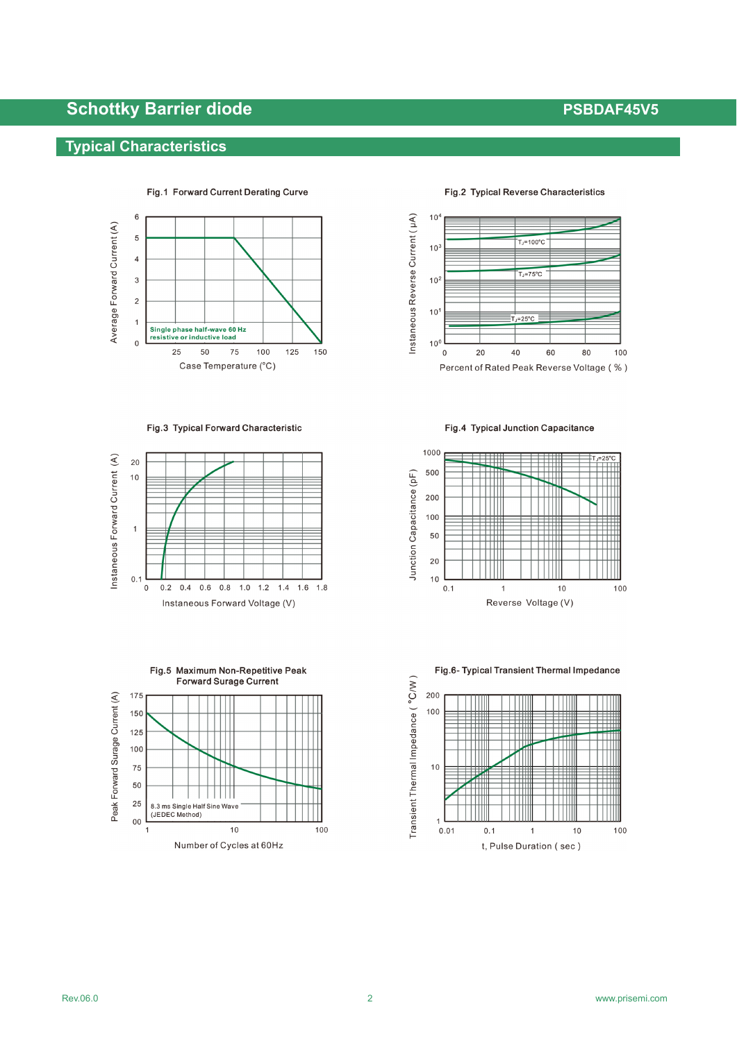## Typical Characteristics

Fig.1 Forward Current Derating Curve

Average Forward Current (A)

Single phase half-wave 60 Hz resistive or inductive load

Case Temperature (°C)

Fig.2 Typical Reverse Characteristics

Instantaneous Reverse Current ( μA)

$T_J$=100°C

$T_J$=75°C

$T_J$=25°C

Percent of Rated Peak Reverse Voltage ( % )

Fig.3 Typical Forward Characteristic

Instaneous Forward Current (A)

Instaneous Forward Voltage (V)

Fig.4 Typical Junction Capacitance

Junction Capacitance (pF)

$T_J$=25°C

Reverse Voltage (V)

Fig.5 Maximum Non-Repetitive Peak Forward Surge Current

Peak Forward Surage Current (A)

8.3 ms Single Half Sine Wave (JEDEC Method)

Number of Cycles at 60Hz

Fig.6- Typical Transient Thermal Impedance

Transient Thermal Impedance ( °C/W )

t, Pulse Duration ( sec )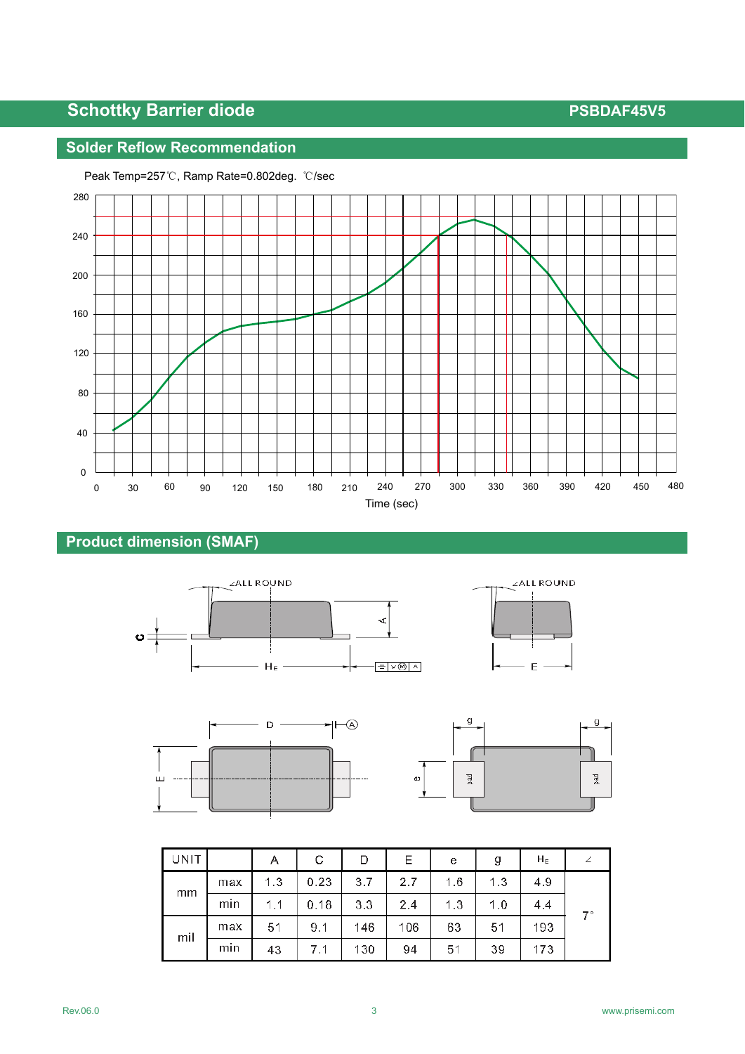## Solder Reflow Recommendation

Peak Temp=257℃, Ramp Rate=0.802deg. ℃/sec

## Product dimension (SMAF)

| UNIT | | A | C | D | E | e | g | $H_E$ | ∠ |
|---|---|---|---|---|---|---|---|---|---|
| mm | max | 1.3 | 0.23 | 3.7 | 2.7 | 1.6 | 1.3 | 4.9 | 7° |
| | min | 1.1 | 0.18 | 3.3 | 2.4 | 1.3 | 1.0 | 4.4 | |
| mil | max | 51 | 9.1 | 146 | 106 | 63 | 51 | 193 | |
| | min | 43 | 7.1 | 130 | 94 | 51 | 39 | 173 | |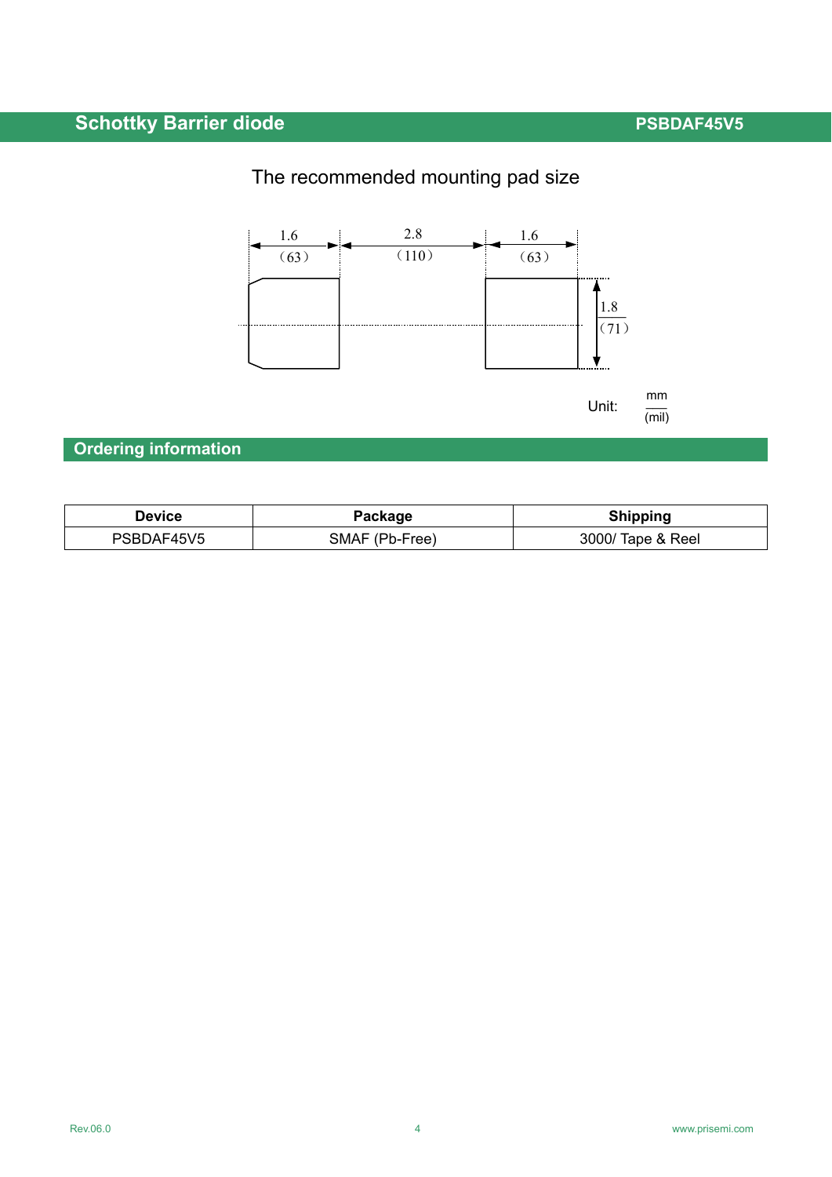The recommended mounting pad size

1.6 (63) | 2.8 (110) | 1.6 (63)

1.8 (71)

Unit: mm (mil)

## Ordering information

| Device | Package | Shipping |
|---|---|---|
| PSBDAF45V5 | SMAF (Pb-Free) | 3000/ Tape & Reel |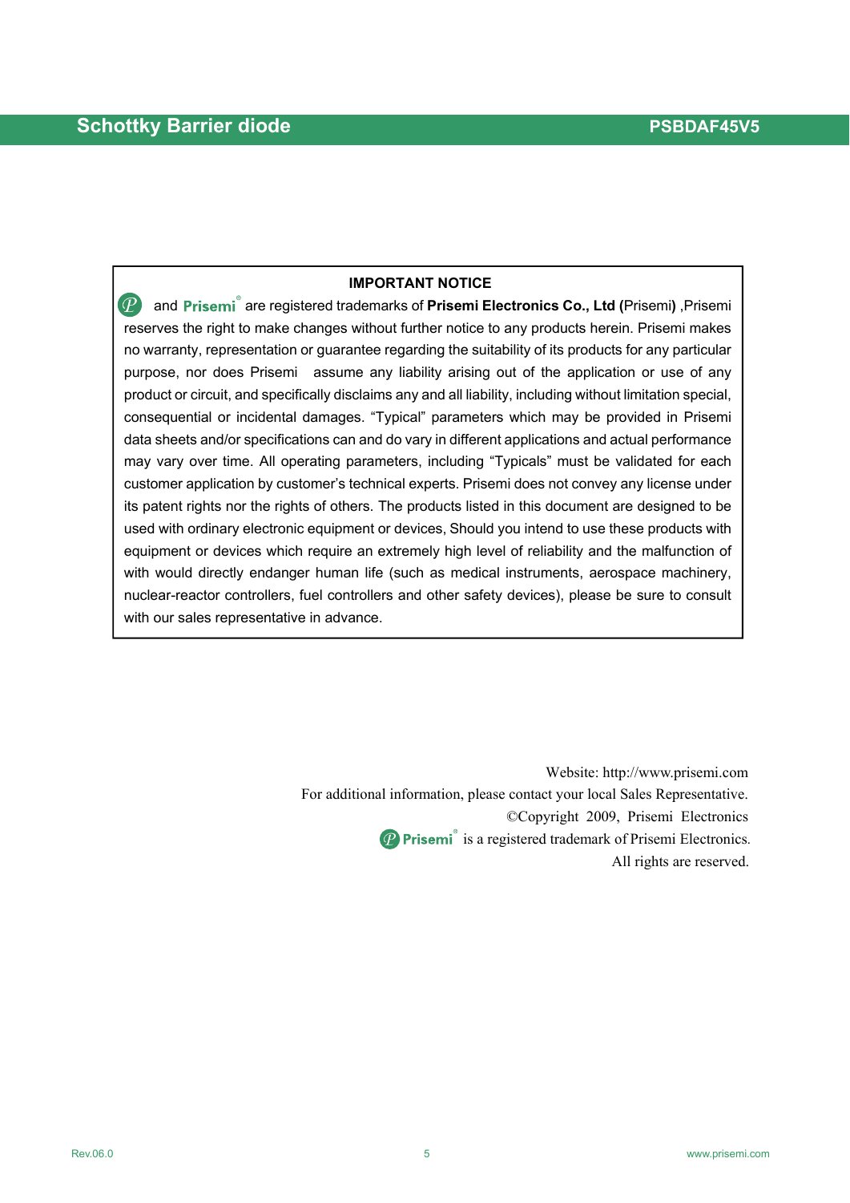## IMPORTANT NOTICE

and **Prisemi**® are registered trademarks of **Prisemi Electronics Co., Ltd (**Prisemi**)** ,Prisemi reserves the right to make changes without further notice to any products herein. Prisemi makes no warranty, representation or guarantee regarding the suitability of its products for any particular purpose, nor does Prisemi assume any liability arising out of the application or use of any product or circuit, and specifically disclaims any and all liability, including without limitation special, consequential or incidental damages. “Typical” parameters which may be provided in Prisemi data sheets and/or specifications can and do vary in different applications and actual performance may vary over time. All operating parameters, including “Typicals” must be validated for each customer application by customer’s technical experts. Prisemi does not convey any license under its patent rights nor the rights of others. The products listed in this document are designed to be used with ordinary electronic equipment or devices, Should you intend to use these products with equipment or devices which require an extremely high level of reliability and the malfunction of with would directly endanger human life (such as medical instruments, aerospace machinery, nuclear-reactor controllers, fuel controllers and other safety devices), please be sure to consult with our sales representative in advance.

Website: http://www.prisemi.com

For additional information, please contact your local Sales Representative.

©Copyright 2009, Prisemi Electronics

**Prisemi**® is a registered trademark of Prisemi Electronics.

All rights are reserved.